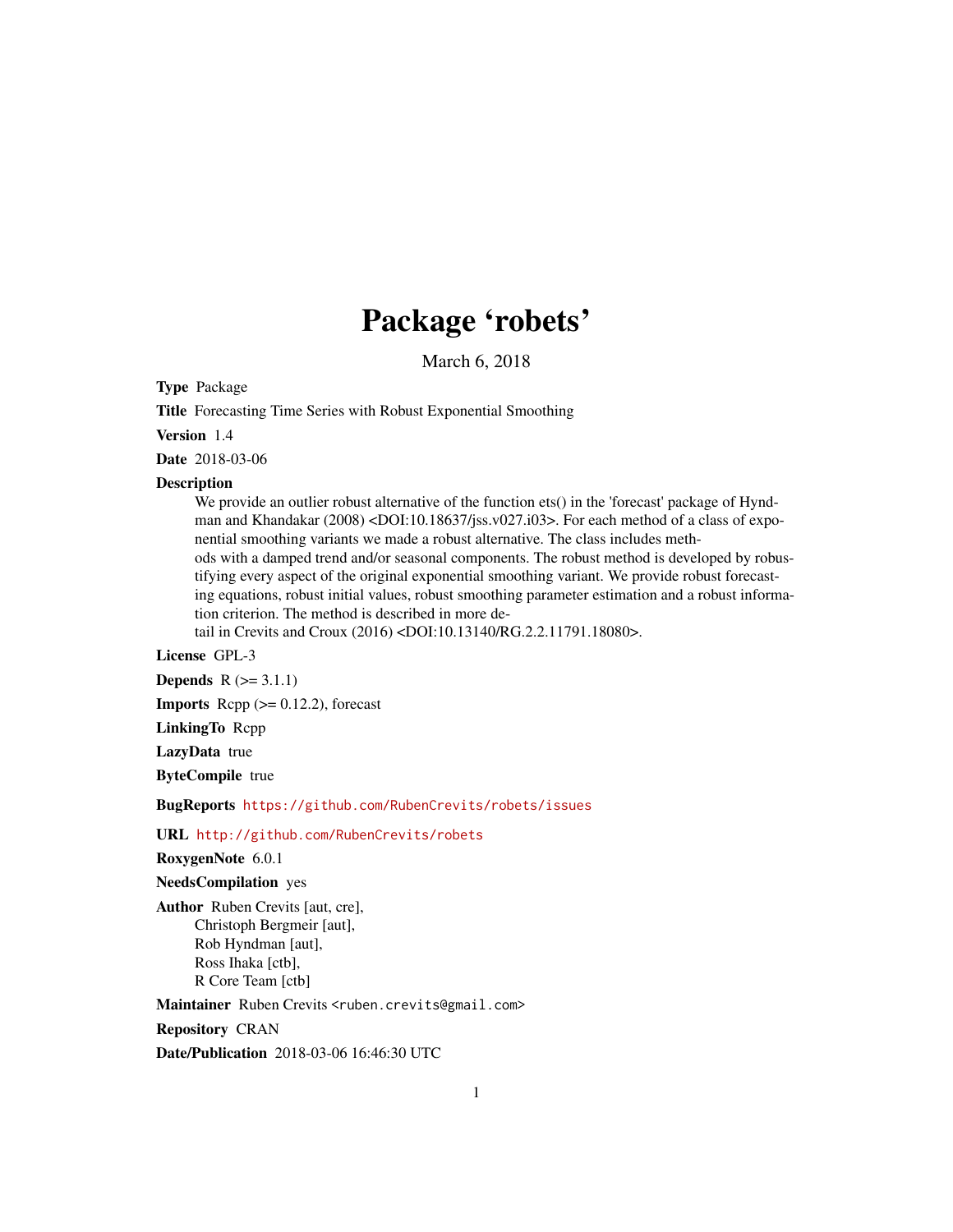# Package 'robets'

March 6, 2018

**Type** Package

**Title** Forecasting Time Series with Robust Exponential Smoothing

**Version** 1.4

**Date** 2018-03-06

**Description**

We provide an outlier robust alternative of the function ets() in the 'forecast' package of Hyndman and Khandakar (2008) <DOI:10.18637/jss.v027.i03>. For each method of a class of exponential smoothing variants we made a robust alternative. The class includes methods with a damped trend and/or seasonal components. The robust method is developed by robustifying every aspect of the original exponential smoothing variant. We provide robust forecasting equations, robust initial values, robust smoothing parameter estimation and a robust information criterion. The method is described in more detail in Crevits and Croux (2016) <DOI:10.13140/RG.2.2.11791.18080>.

**License** GPL-3

**Depends** R (>= 3.1.1)

**Imports** Rcpp (>= 0.12.2), forecast

**LinkingTo** Rcpp

**LazyData** true

**ByteCompile** true

**BugReports** https://github.com/RubenCrevits/robets/issues

**URL** http://github.com/RubenCrevits/robets

**RoxygenNote** 6.0.1

**NeedsCompilation** yes

**Author** Ruben Crevits [aut, cre],
Christoph Bergmeir [aut],
Rob Hyndman [aut],
Ross Ihaka [ctb],
R Core Team [ctb]

**Maintainer** Ruben Crevits <ruben.crevits@gmail.com>

**Repository** CRAN

**Date/Publication** 2018-03-06 16:46:30 UTC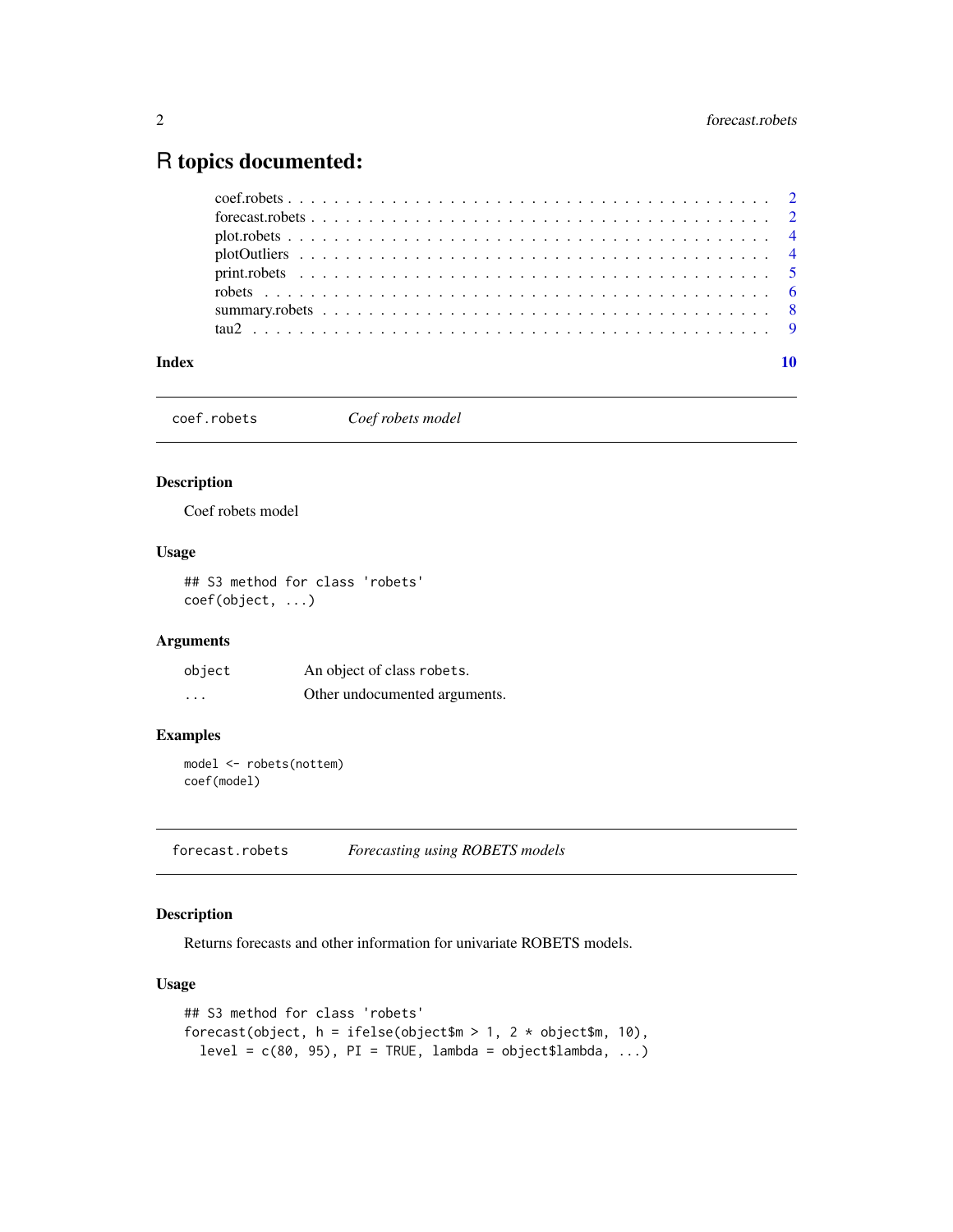# R topics documented:

coef.robets . . . . . . . . . . . . . . . . . . . . . . . . . . . . . . . . . . . . . . . . 2
forecast.robets . . . . . . . . . . . . . . . . . . . . . . . . . . . . . . . . . . . . . . . 2
plot.robets . . . . . . . . . . . . . . . . . . . . . . . . . . . . . . . . . . . . . . . . . 4
plotOutliers . . . . . . . . . . . . . . . . . . . . . . . . . . . . . . . . . . . . . . . . 4
print.robets . . . . . . . . . . . . . . . . . . . . . . . . . . . . . . . . . . . . . . . . 5
robets . . . . . . . . . . . . . . . . . . . . . . . . . . . . . . . . . . . . . . . . . . . 6
summary.robets . . . . . . . . . . . . . . . . . . . . . . . . . . . . . . . . . . . . . . 8
tau2 . . . . . . . . . . . . . . . . . . . . . . . . . . . . . . . . . . . . . . . . . . . . 9

**Index** **10**

---

## coef.robets — *Coef robets model*

### Description

Coef robets model

### Usage

```
## S3 method for class 'robets'
coef(object, ...)
```

### Arguments

| | |
|---|---|
| object | An object of class robets. |
| ... | Other undocumented arguments. |

### Examples

```
model <- robets(nottem)
coef(model)
```

---

## forecast.robets — *Forecasting using ROBETS models*

### Description

Returns forecasts and other information for univariate ROBETS models.

### Usage

```
## S3 method for class 'robets'
forecast(object, h = ifelse(object$m > 1, 2 * object$m, 10),
  level = c(80, 95), PI = TRUE, lambda = object$lambda, ...)
```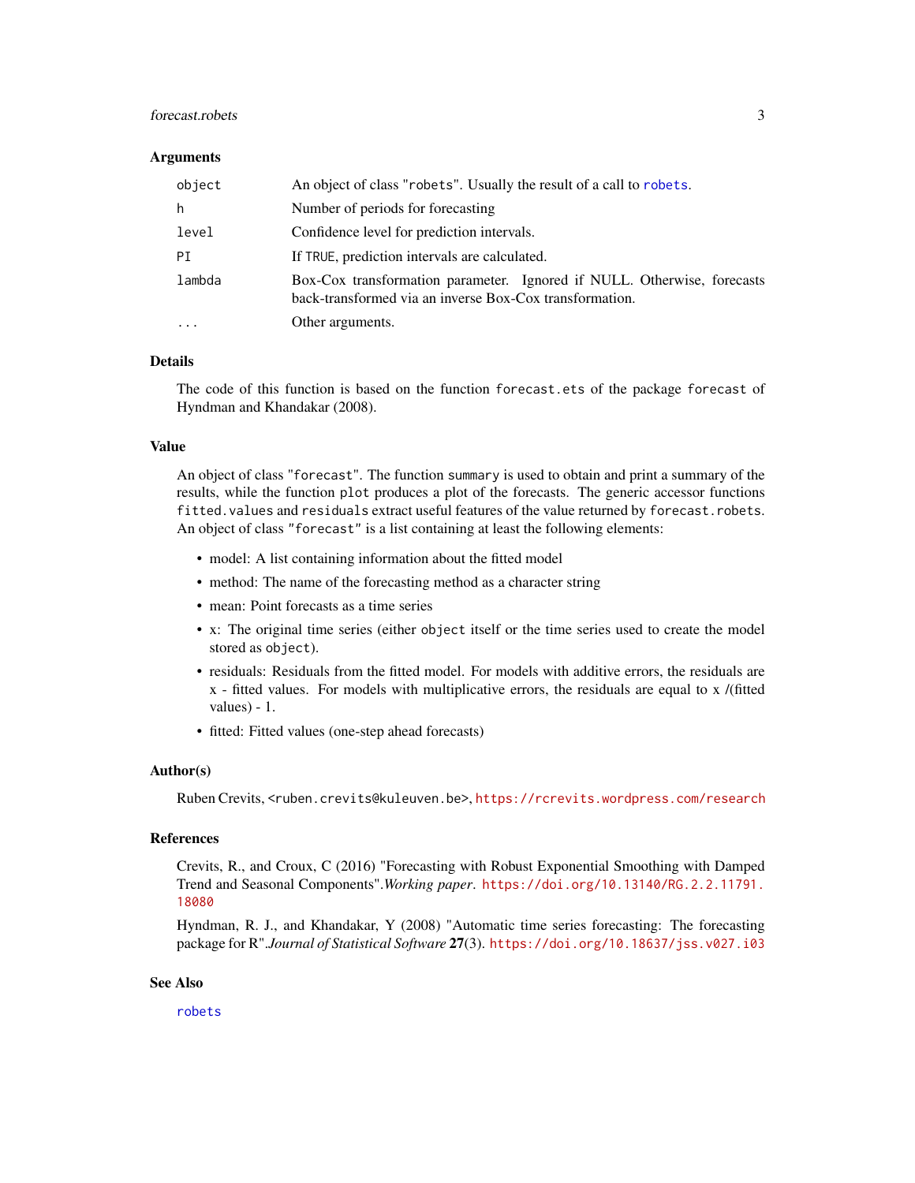### Arguments

| | |
|---|---|
| `object` | An object of class "robets". Usually the result of a call to `robets`. |
| `h` | Number of periods for forecasting |
| `level` | Confidence level for prediction intervals. |
| `PI` | If `TRUE`, prediction intervals are calculated. |
| `lambda` | Box-Cox transformation parameter. Ignored if NULL. Otherwise, forecasts back-transformed via an inverse Box-Cox transformation. |
| `...` | Other arguments. |

### Details

The code of this function is based on the function `forecast.ets` of the package `forecast` of Hyndman and Khandakar (2008).

### Value

An object of class "`forecast`". The function `summary` is used to obtain and print a summary of the results, while the function `plot` produces a plot of the forecasts. The generic accessor functions `fitted.values` and `residuals` extract useful features of the value returned by `forecast.robets`. An object of class `"forecast"` is a list containing at least the following elements:

- model: A list containing information about the fitted model
- method: The name of the forecasting method as a character string
- mean: Point forecasts as a time series
- x: The original time series (either `object` itself or the time series used to create the model stored as `object`).
- residuals: Residuals from the fitted model. For models with additive errors, the residuals are x - fitted values. For models with multiplicative errors, the residuals are equal to x /(fitted values) - 1.
- fitted: Fitted values (one-step ahead forecasts)

### Author(s)

Ruben Crevits, <ruben.crevits@kuleuven.be>, https://rcrevits.wordpress.com/research

### References

Crevits, R., and Croux, C (2016) "Forecasting with Robust Exponential Smoothing with Damped Trend and Seasonal Components".*Working paper*. https://doi.org/10.13140/RG.2.2.11791.18080

Hyndman, R. J., and Khandakar, Y (2008) "Automatic time series forecasting: The forecasting package for R".*Journal of Statistical Software* **27**(3). https://doi.org/10.18637/jss.v027.i03

### See Also

`robets`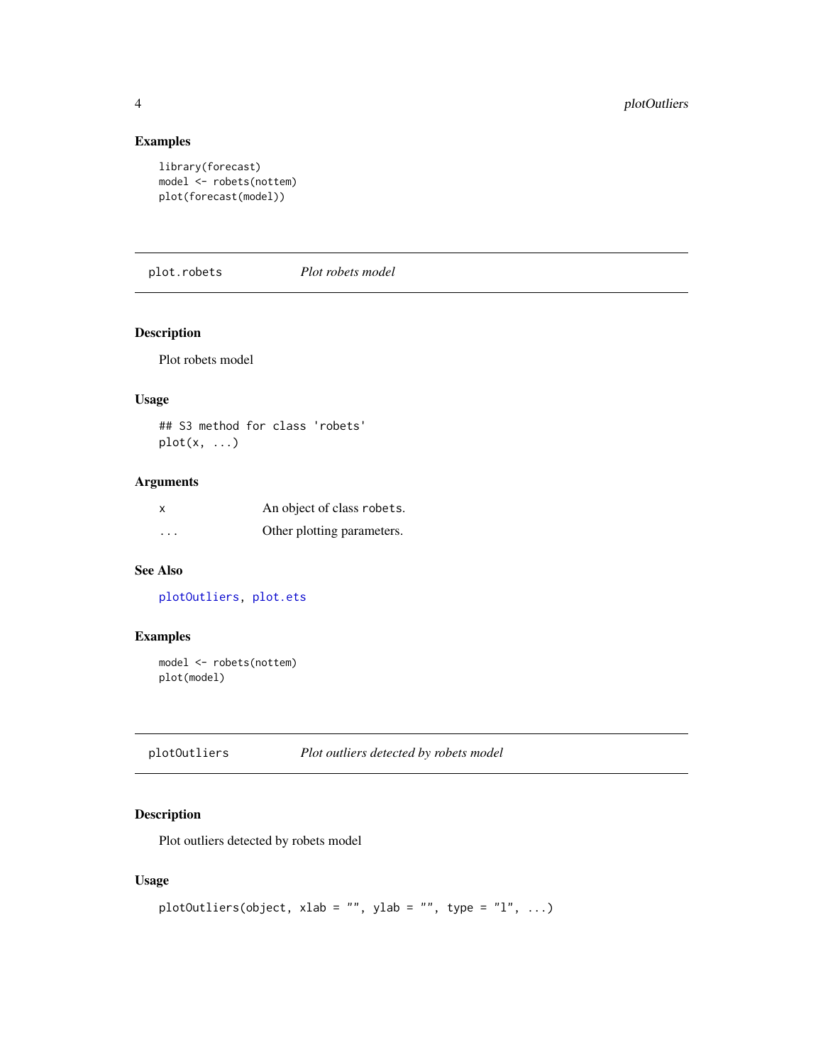### Examples

```
library(forecast)
model <- robets(nottem)
plot(forecast(model))
```

## plot.robets *Plot robets model*

### Description

Plot robets model

### Usage

```
## S3 method for class 'robets'
plot(x, ...)
```

### Arguments

| | |
|---|---|
| x | An object of class robets. |
| ... | Other plotting parameters. |

### See Also

plotOutliers, plot.ets

### Examples

```
model <- robets(nottem)
plot(model)
```

## plotOutliers *Plot outliers detected by robets model*

### Description

Plot outliers detected by robets model

### Usage

```
plotOutliers(object, xlab = "", ylab = "", type = "l", ...)
```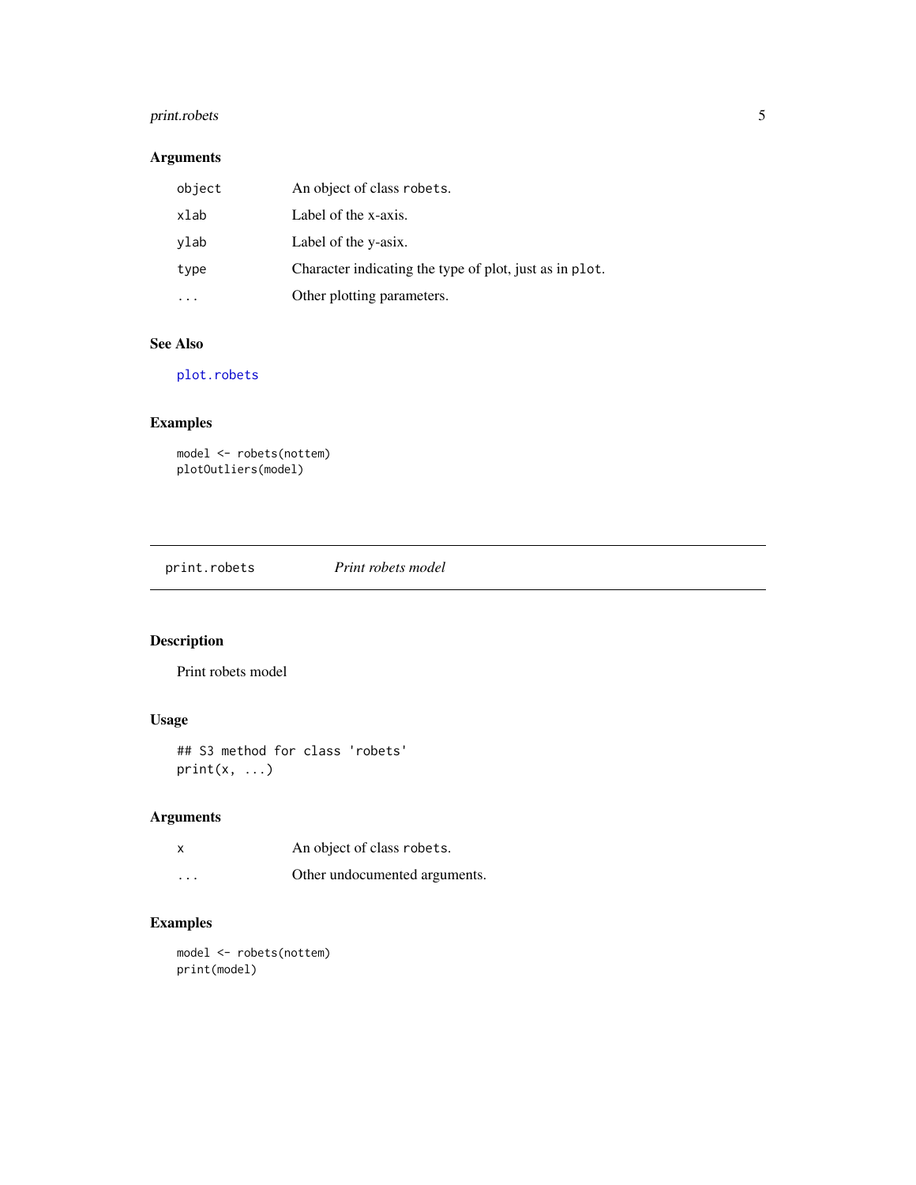### Arguments

| | |
|---|---|
| `object` | An object of class `robets`. |
| `xlab` | Label of the x-axis. |
| `ylab` | Label of the y-asix. |
| `type` | Character indicating the type of plot, just as in `plot`. |
| `...` | Other plotting parameters. |

### See Also

`plot.robets`

### Examples

```
model <- robets(nottem)
plotOutliers(model)
```

---

## print.robets — *Print robets model*

---

### Description

Print robets model

### Usage

```
## S3 method for class 'robets'
print(x, ...)
```

### Arguments

| | |
|---|---|
| `x` | An object of class `robets`. |
| `...` | Other undocumented arguments. |

### Examples

```
model <- robets(nottem)
print(model)
```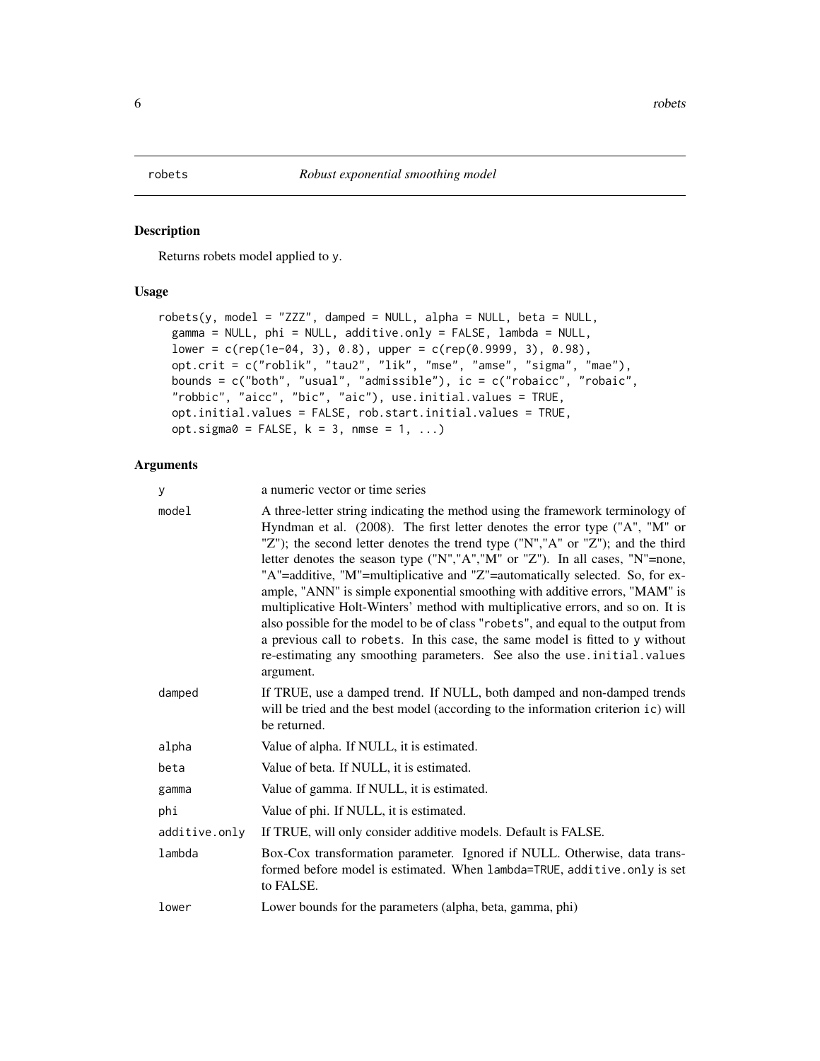robets *Robust exponential smoothing model*

## Description

Returns robets model applied to y.

## Usage

```
robets(y, model = "ZZZ", damped = NULL, alpha = NULL, beta = NULL,
  gamma = NULL, phi = NULL, additive.only = FALSE, lambda = NULL,
  lower = c(rep(1e-04, 3), 0.8), upper = c(rep(0.9999, 3), 0.98),
  opt.crit = c("roblik", "tau2", "lik", "mse", "amse", "sigma", "mae"),
  bounds = c("both", "usual", "admissible"), ic = c("robaicc", "robaic",
  "robbic", "aicc", "bic", "aic"), use.initial.values = TRUE,
  opt.initial.values = FALSE, rob.start.initial.values = TRUE,
  opt.sigma0 = FALSE, k = 3, nmse = 1, ...)
```

## Arguments

| | |
|---|---|
| y | a numeric vector or time series |
| model | A three-letter string indicating the method using the framework terminology of Hyndman et al. (2008). The first letter denotes the error type ("A", "M" or "Z"); the second letter denotes the trend type ("N","A" or "Z"); and the third letter denotes the season type ("N","A","M" or "Z"). In all cases, "N"=none, "A"=additive, "M"=multiplicative and "Z"=automatically selected. So, for example, "ANN" is simple exponential smoothing with additive errors, "MAM" is multiplicative Holt-Winters' method with multiplicative errors, and so on. It is also possible for the model to be of class "robets", and equal to the output from a previous call to robets. In this case, the same model is fitted to y without re-estimating any smoothing parameters. See also the use.initial.values argument. |
| damped | If TRUE, use a damped trend. If NULL, both damped and non-damped trends will be tried and the best model (according to the information criterion ic) will be returned. |
| alpha | Value of alpha. If NULL, it is estimated. |
| beta | Value of beta. If NULL, it is estimated. |
| gamma | Value of gamma. If NULL, it is estimated. |
| phi | Value of phi. If NULL, it is estimated. |
| additive.only | If TRUE, will only consider additive models. Default is FALSE. |
| lambda | Box-Cox transformation parameter. Ignored if NULL. Otherwise, data transformed before model is estimated. When lambda=TRUE, additive.only is set to FALSE. |
| lower | Lower bounds for the parameters (alpha, beta, gamma, phi) |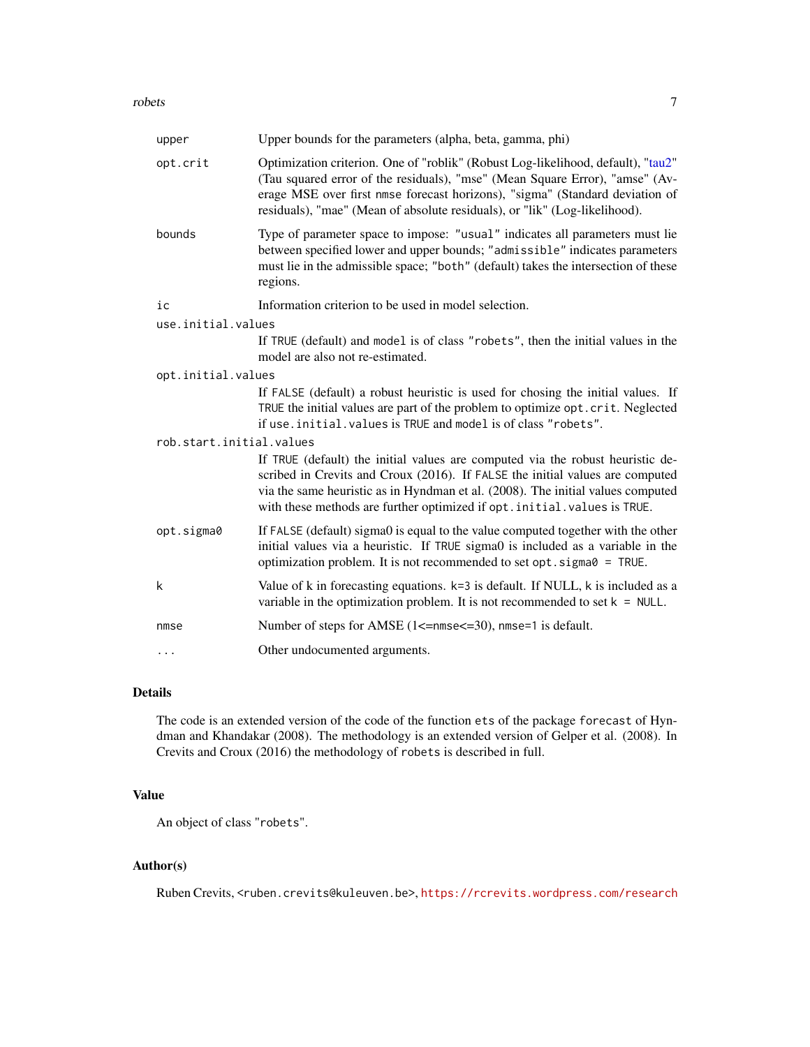| | |
|---|---|
| upper | Upper bounds for the parameters (alpha, beta, gamma, phi) |
| opt.crit | Optimization criterion. One of "roblik" (Robust Log-likelihood, default), "tau2" (Tau squared error of the residuals), "mse" (Mean Square Error), "amse" (Average MSE over first nmse forecast horizons), "sigma" (Standard deviation of residuals), "mae" (Mean of absolute residuals), or "lik" (Log-likelihood). |
| bounds | Type of parameter space to impose: "usual" indicates all parameters must lie between specified lower and upper bounds; "admissible" indicates parameters must lie in the admissible space; "both" (default) takes the intersection of these regions. |
| ic | Information criterion to be used in model selection. |
| use.initial.values | If TRUE (default) and model is of class "robets", then the initial values in the model are also not re-estimated. |
| opt.initial.values | If FALSE (default) a robust heuristic is used for chosing the initial values. If TRUE the initial values are part of the problem to optimize opt.crit. Neglected if use.initial.values is TRUE and model is of class "robets". |
| rob.start.initial.values | If TRUE (default) the initial values are computed via the robust heuristic described in Crevits and Croux (2016). If FALSE the initial values are computed via the same heuristic as in Hyndman et al. (2008). The initial values computed with these methods are further optimized if opt.initial.values is TRUE. |
| opt.sigma0 | If FALSE (default) sigma0 is equal to the value computed together with the other initial values via a heuristic. If TRUE sigma0 is included as a variable in the optimization problem. It is not recommended to set opt.sigma0 = TRUE. |
| k | Value of k in forecasting equations. k=3 is default. If NULL, k is included as a variable in the optimization problem. It is not recommended to set k = NULL. |
| nmse | Number of steps for AMSE (1<=nmse<=30), nmse=1 is default. |
| ... | Other undocumented arguments. |

## Details

The code is an extended version of the code of the function ets of the package forecast of Hyndman and Khandakar (2008). The methodology is an extended version of Gelper et al. (2008). In Crevits and Croux (2016) the methodology of robets is described in full.

## Value

An object of class "robets".

## Author(s)

Ruben Crevits, <ruben.crevits@kuleuven.be>, https://rcrevits.wordpress.com/research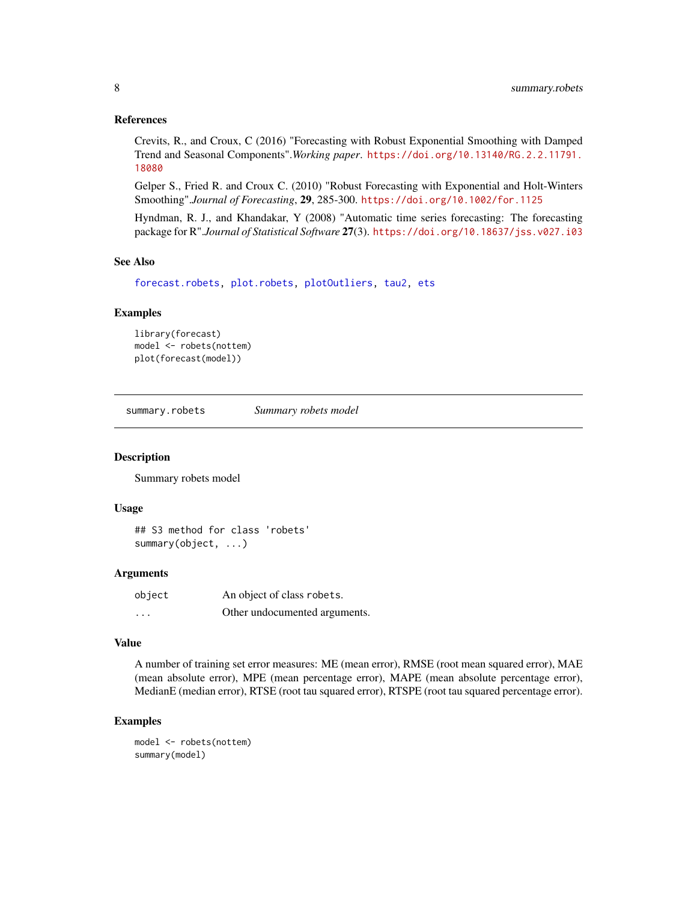### References

Crevits, R., and Croux, C (2016) "Forecasting with Robust Exponential Smoothing with Damped Trend and Seasonal Components".*Working paper*. https://doi.org/10.13140/RG.2.2.11791.18080

Gelper S., Fried R. and Croux C. (2010) "Robust Forecasting with Exponential and Holt-Winters Smoothing".*Journal of Forecasting*, **29**, 285-300. https://doi.org/10.1002/for.1125

Hyndman, R. J., and Khandakar, Y (2008) "Automatic time series forecasting: The forecasting package for R".*Journal of Statistical Software* **27**(3). https://doi.org/10.18637/jss.v027.i03

### See Also

forecast.robets, plot.robets, plotOutliers, tau2, ets

### Examples

```
library(forecast)
model <- robets(nottem)
plot(forecast(model))
```

---

## summary.robets &nbsp;&nbsp;&nbsp; *Summary robets model*

---

### Description

Summary robets model

### Usage

```
## S3 method for class 'robets'
summary(object, ...)
```

### Arguments

| | |
|---|---|
| `object` | An object of class `robets`. |
| `...` | Other undocumented arguments. |

### Value

A number of training set error measures: ME (mean error), RMSE (root mean squared error), MAE (mean absolute error), MPE (mean percentage error), MAPE (mean absolute percentage error), MedianE (median error), RTSE (root tau squared error), RTSPE (root tau squared percentage error).

### Examples

```
model <- robets(nottem)
summary(model)
```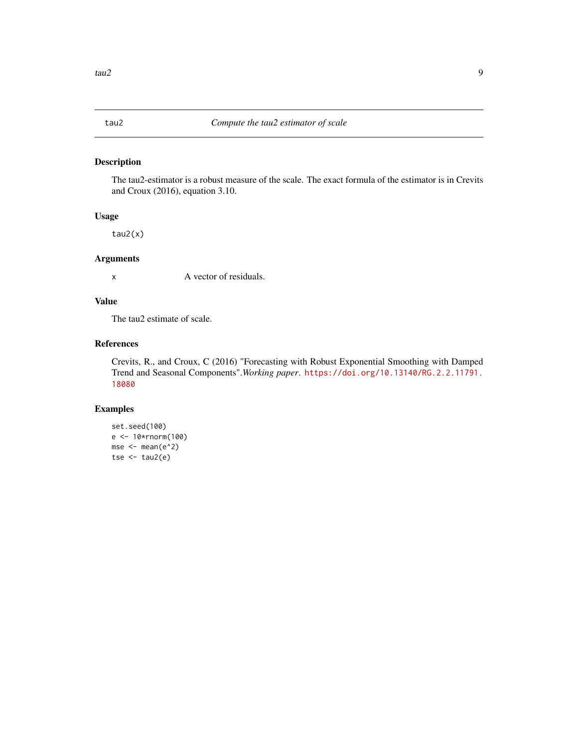# tau2 — *Compute the tau2 estimator of scale*

## Description

The tau2-estimator is a robust measure of the scale. The exact formula of the estimator is in Crevits and Croux (2016), equation 3.10.

## Usage

```
tau2(x)
```

## Arguments

| | |
|---|---|
| `x` | A vector of residuals. |

## Value

The tau2 estimate of scale.

## References

Crevits, R., and Croux, C (2016) "Forecasting with Robust Exponential Smoothing with Damped Trend and Seasonal Components".*Working paper*. https://doi.org/10.13140/RG.2.2.11791.18080

## Examples

```
set.seed(100)
e <- 10*rnorm(100)
mse <- mean(e^2)
tse <- tau2(e)
```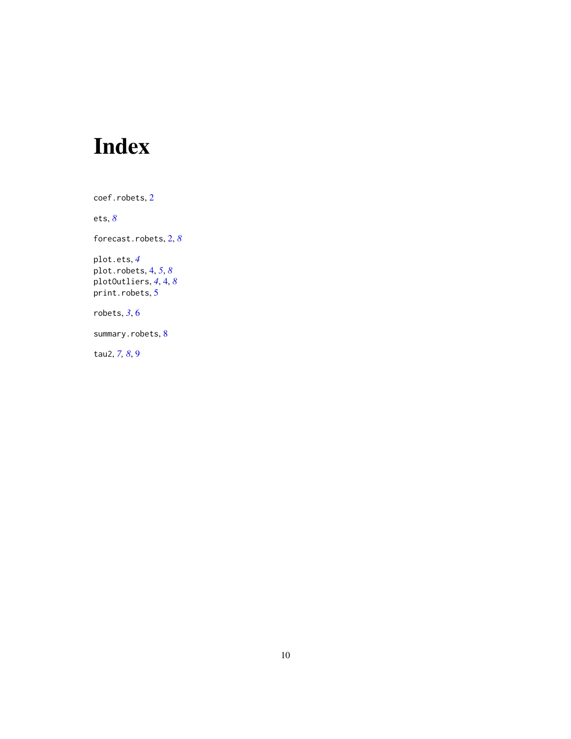# Index

coef.robets, 2

ets, *8*

forecast.robets, 2, *8*

plot.ets, *4*
plot.robets, 4, *5*, *8*
plotOutliers, *4*, 4, *8*
print.robets, 5

robets, *3*, 6

summary.robets, 8

tau2, *7, 8*, 9